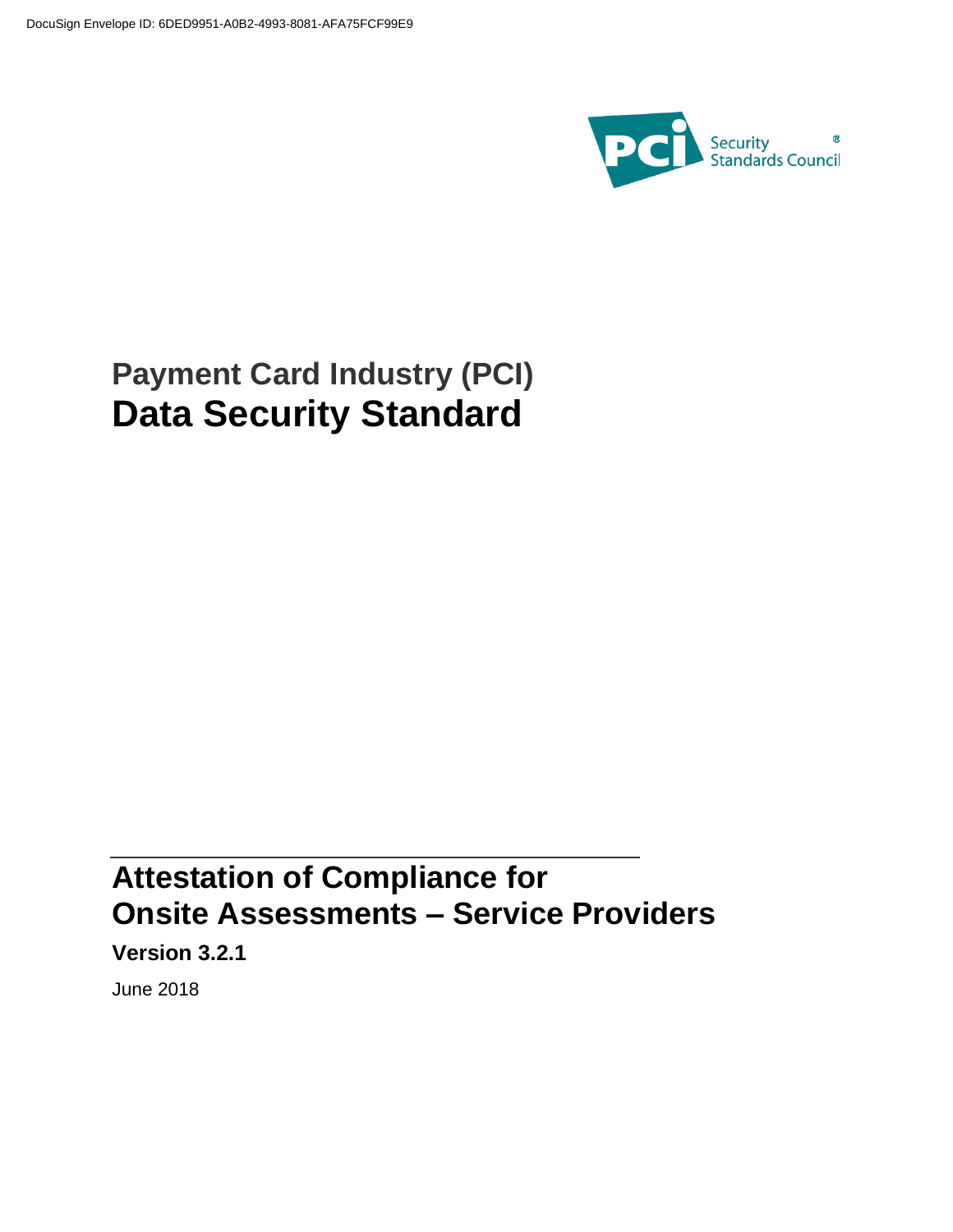DocuSign Envelope ID: 6DED9951-A0B2-4993-8081-AFA75FCF99E9

PCI Security Standards Council®

# Payment Card Industry (PCI)
# Data Security Standard

---

## Attestation of Compliance for Onsite Assessments – Service Providers

**Version 3.2.1**

June 2018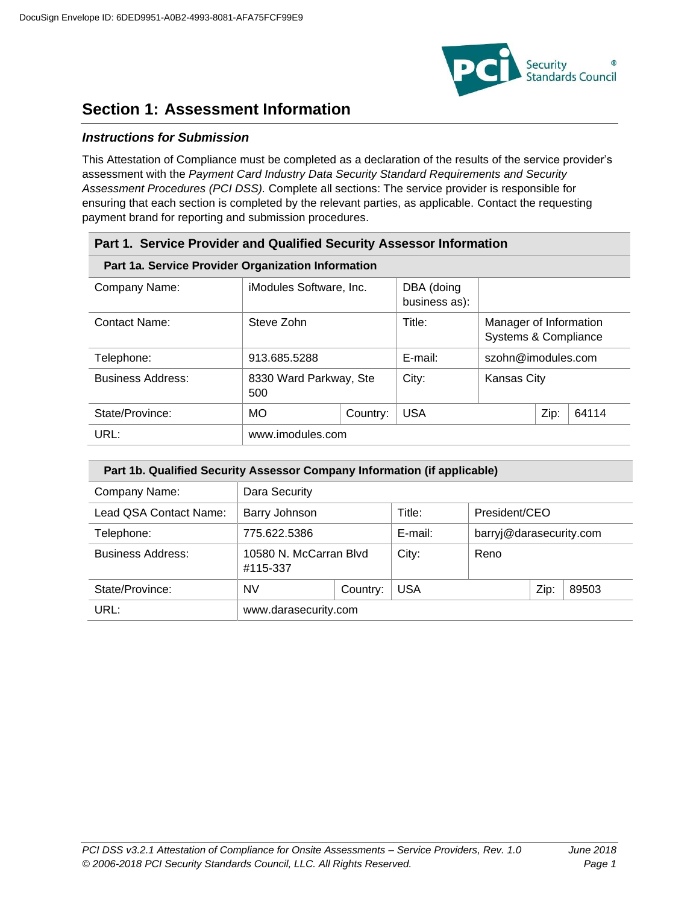# Section 1: Assessment Information

### *Instructions for Submission*

This Attestation of Compliance must be completed as a declaration of the results of the service provider's assessment with the *Payment Card Industry Data Security Standard Requirements and Security Assessment Procedures (PCI DSS).* Complete all sections: The service provider is responsible for ensuring that each section is completed by the relevant parties, as applicable. Contact the requesting payment brand for reporting and submission procedures.

## Part 1. Service Provider and Qualified Security Assessor Information

| Part 1a. Service Provider Organization Information | | | | | | |
|---|---|---|---|---|---|---|
| Company Name: | iModules Software, Inc. | | DBA (doing business as): | | | |
| Contact Name: | Steve Zohn | | Title: | Manager of Information Systems & Compliance | | |
| Telephone: | 913.685.5288 | | E-mail: | szohn@imodules.com | | |
| Business Address: | 8330 Ward Parkway, Ste 500 | | City: | Kansas City | | |
| State/Province: | MO | Country: | USA | | Zip: | 64114 |
| URL: | www.imodules.com | | | | | |

| Part 1b. Qualified Security Assessor Company Information (if applicable) | | | | | | |
|---|---|---|---|---|---|---|
| Company Name: | Dara Security | | | | | |
| Lead QSA Contact Name: | Barry Johnson | | Title: | President/CEO | | |
| Telephone: | 775.622.5386 | | E-mail: | barryj@darasecurity.com | | |
| Business Address: | 10580 N. McCarran Blvd #115-337 | | City: | Reno | | |
| State/Province: | NV | Country: | USA | | Zip: | 89503 |
| URL: | www.darasecurity.com | | | | | |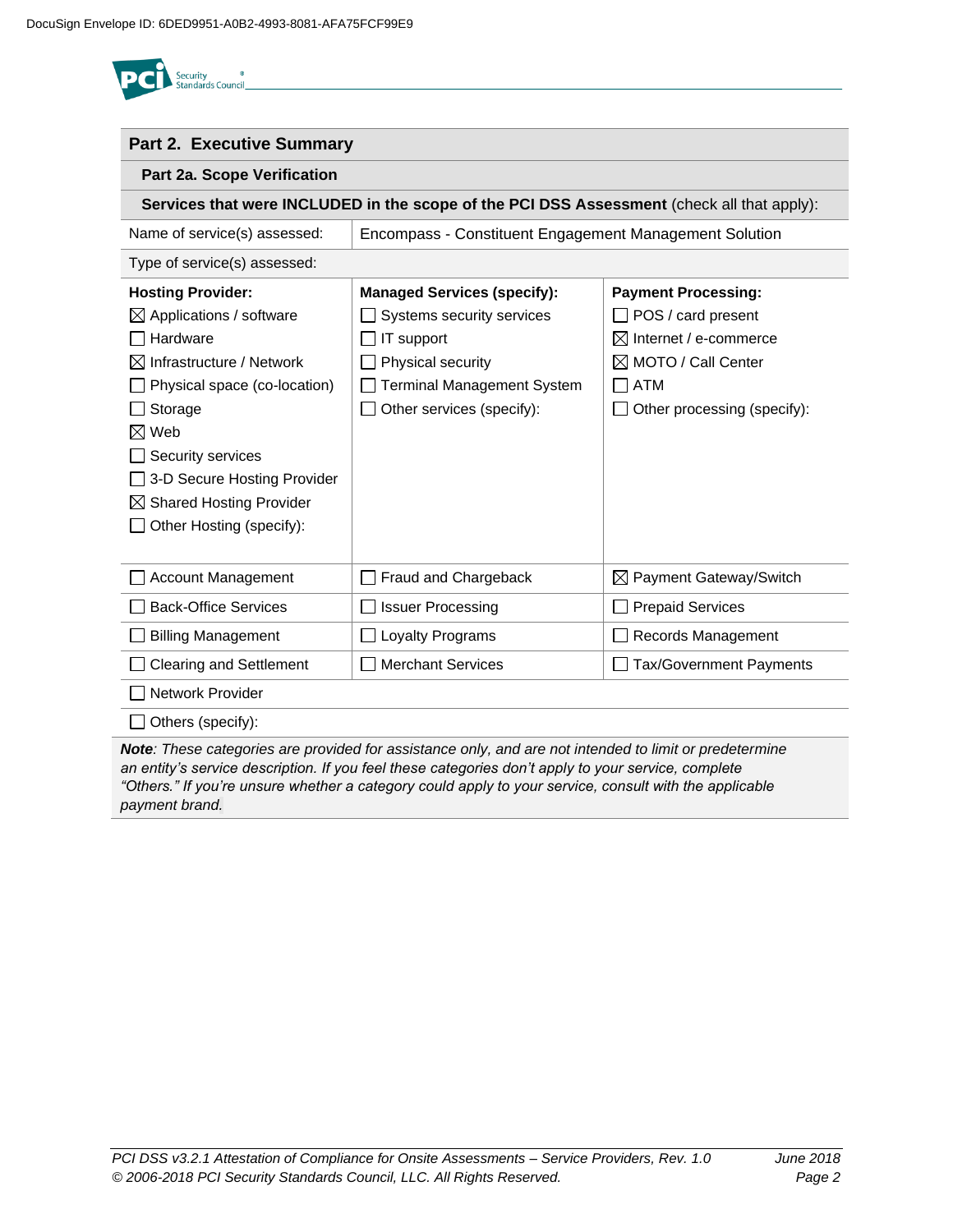## Part 2. Executive Summary

### Part 2a. Scope Verification

**Services that were INCLUDED in the scope of the PCI DSS Assessment** (check all that apply):

| Name of service(s) assessed: | Encompass - Constituent Engagement Management Solution | |
|---|---|---|
| **Type of service(s) assessed:** | | |
| **Hosting Provider:**<br>☒ Applications / software<br>☐ Hardware<br>☒ Infrastructure / Network<br>☐ Physical space (co-location)<br>☐ Storage<br>☒ Web<br>☐ Security services<br>☐ 3-D Secure Hosting Provider<br>☒ Shared Hosting Provider<br>☐ Other Hosting (specify): | **Managed Services (specify):**<br>☐ Systems security services<br>☐ IT support<br>☐ Physical security<br>☐ Terminal Management System<br>☐ Other services (specify): | **Payment Processing:**<br>☐ POS / card present<br>☒ Internet / e-commerce<br>☒ MOTO / Call Center<br>☐ ATM<br>☐ Other processing (specify): |
| ☐ Account Management | ☐ Fraud and Chargeback | ☒ Payment Gateway/Switch |
| ☐ Back-Office Services | ☐ Issuer Processing | ☐ Prepaid Services |
| ☐ Billing Management | ☐ Loyalty Programs | ☐ Records Management |
| ☐ Clearing and Settlement | ☐ Merchant Services | ☐ Tax/Government Payments |
| ☐ Network Provider | | |
| ☐ Others (specify): | | |

***Note**: These categories are provided for assistance only, and are not intended to limit or predetermine an entity's service description. If you feel these categories don't apply to your service, complete "Others." If you're unsure whether a category could apply to your service, consult with the applicable payment brand.*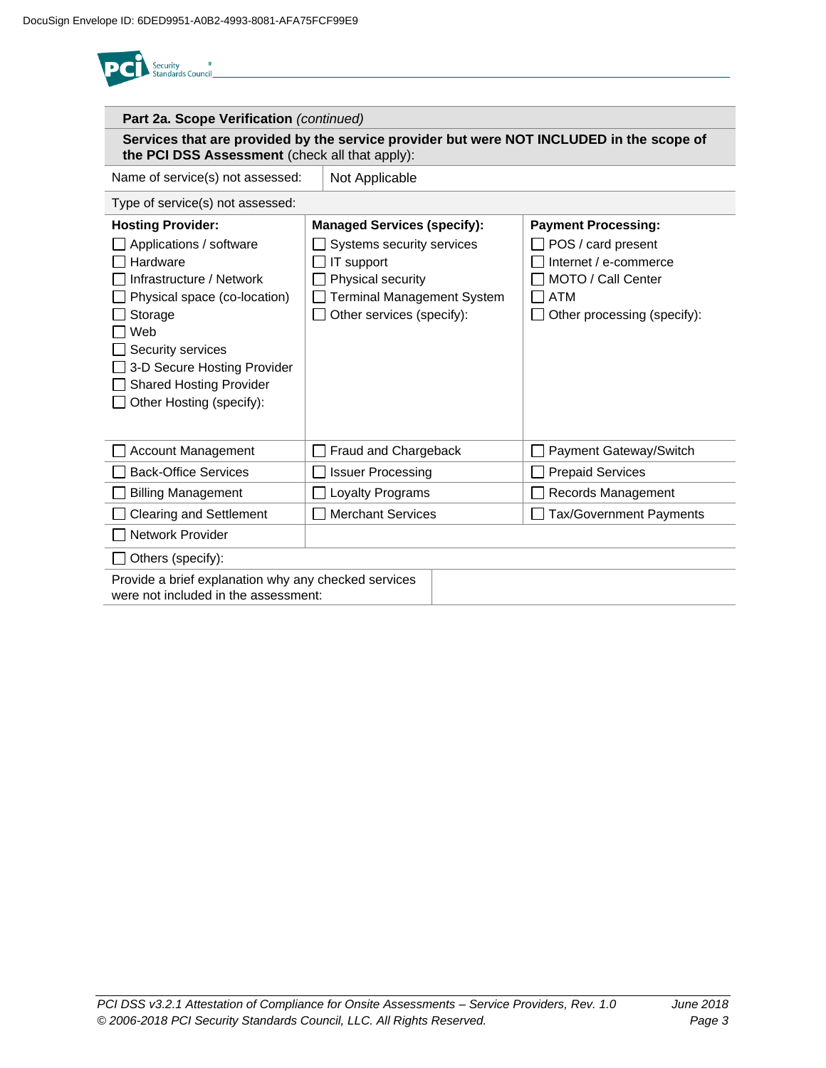| **Part 2a. Scope Verification** *(continued)* | | |
|---|---|---|
| **Services that are provided by the service provider but were NOT INCLUDED in the scope of the PCI DSS Assessment** (check all that apply): | | |
| Name of service(s) not assessed: | Not Applicable | |
| Type of service(s) not assessed: | | |
| **Hosting Provider:**<br>☐ Applications / software<br>☐ Hardware<br>☐ Infrastructure / Network<br>☐ Physical space (co-location)<br>☐ Storage<br>☐ Web<br>☐ Security services<br>☐ 3-D Secure Hosting Provider<br>☐ Shared Hosting Provider<br>☐ Other Hosting (specify): | **Managed Services (specify):**<br>☐ Systems security services<br>☐ IT support<br>☐ Physical security<br>☐ Terminal Management System<br>☐ Other services (specify): | **Payment Processing:**<br>☐ POS / card present<br>☐ Internet / e-commerce<br>☐ MOTO / Call Center<br>☐ ATM<br>☐ Other processing (specify): |
| ☐ Account Management | ☐ Fraud and Chargeback | ☐ Payment Gateway/Switch |
| ☐ Back-Office Services | ☐ Issuer Processing | ☐ Prepaid Services |
| ☐ Billing Management | ☐ Loyalty Programs | ☐ Records Management |
| ☐ Clearing and Settlement | ☐ Merchant Services | ☐ Tax/Government Payments |
| ☐ Network Provider | | |
| ☐ Others (specify): | | |
| Provide a brief explanation why any checked services were not included in the assessment: | | |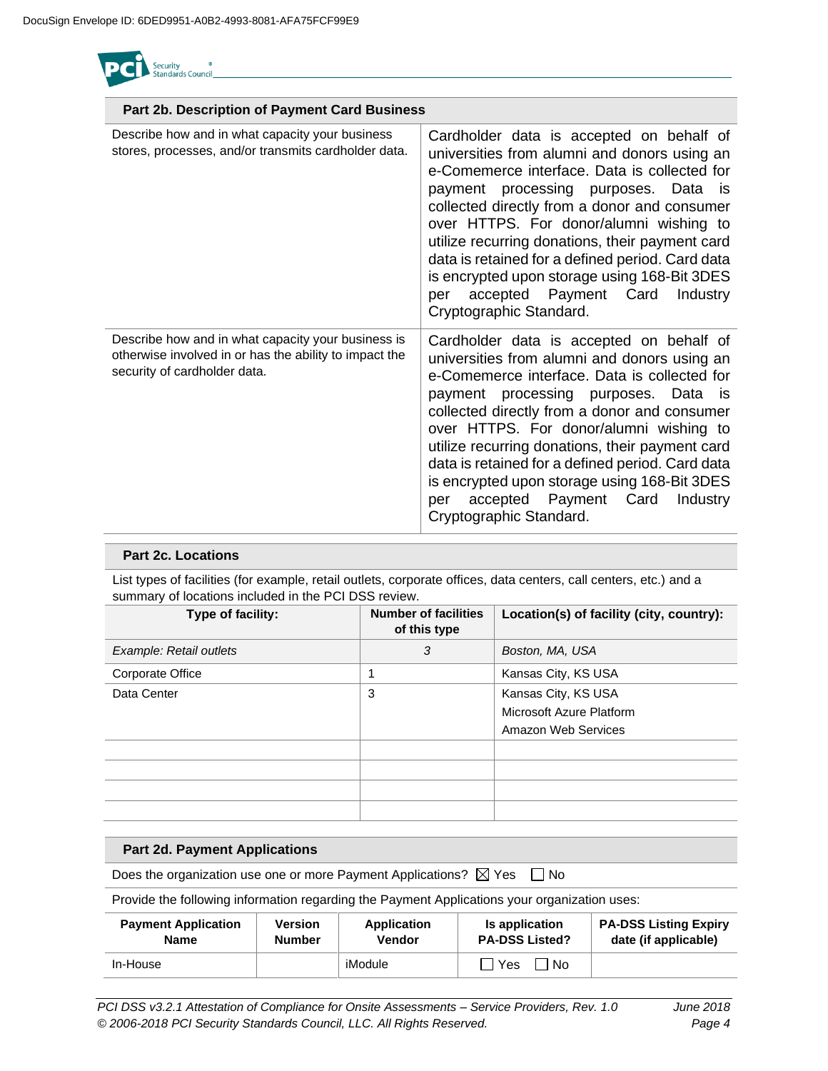## Part 2b. Description of Payment Card Business

| | |
|---|---|
| Describe how and in what capacity your business stores, processes, and/or transmits cardholder data. | Cardholder data is accepted on behalf of universities from alumni and donors using an e-Comemerce interface. Data is collected for payment processing purposes. Data is collected directly from a donor and consumer over HTTPS. For donor/alumni wishing to utilize recurring donations, their payment card data is retained for a defined period. Card data is encrypted upon storage using 168-Bit 3DES per accepted Payment Card Industry Cryptographic Standard. |
| Describe how and in what capacity your business is otherwise involved in or has the ability to impact the security of cardholder data. | Cardholder data is accepted on behalf of universities from alumni and donors using an e-Comemerce interface. Data is collected for payment processing purposes. Data is collected directly from a donor and consumer over HTTPS. For donor/alumni wishing to utilize recurring donations, their payment card data is retained for a defined period. Card data is encrypted upon storage using 168-Bit 3DES per accepted Payment Card Industry Cryptographic Standard. |

## Part 2c. Locations

List types of facilities (for example, retail outlets, corporate offices, data centers, call centers, etc.) and a summary of locations included in the PCI DSS review.

| Type of facility: | Number of facilities of this type | Location(s) of facility (city, country): |
|---|---|---|
| *Example: Retail outlets* | *3* | *Boston, MA, USA* |
| Corporate Office | 1 | Kansas City, KS USA |
| Data Center | 3 | Kansas City, KS USA<br>Microsoft Azure Platform<br>Amazon Web Services |
| | | |
| | | |
| | | |
| | | |

## Part 2d. Payment Applications

Does the organization use one or more Payment Applications? ☒ Yes ☐ No

Provide the following information regarding the Payment Applications your organization uses:

| Payment Application Name | Version Number | Application Vendor | Is application PA-DSS Listed? | PA-DSS Listing Expiry date (if applicable) |
|---|---|---|---|---|
| In-House | | iModule | ☐ Yes ☐ No | |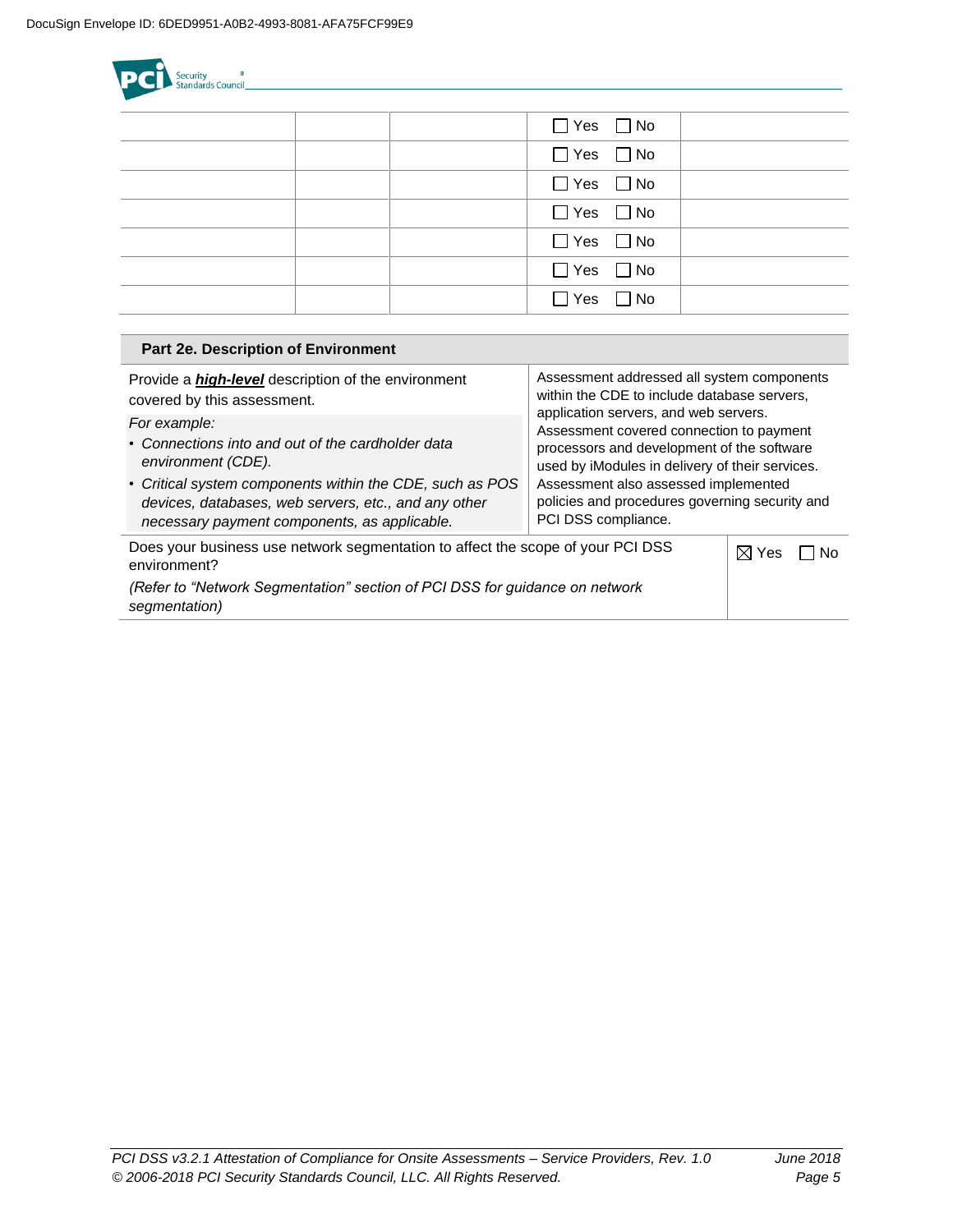| | | | ☐ Yes ☐ No | |
|---|---|---|---|---|
| | | | ☐ Yes ☐ No | |
| | | | ☐ Yes ☐ No | |
| | | | ☐ Yes ☐ No | |
| | | | ☐ Yes ☐ No | |
| | | | ☐ Yes ☐ No | |
| | | | ☐ Yes ☐ No | |

| **Part 2e. Description of Environment** | |
|---|---|
| Provide a ***high-level*** description of the environment covered by this assessment.<br>*For example:*<br>• *Connections into and out of the cardholder data environment (CDE).*<br>• *Critical system components within the CDE, such as POS devices, databases, web servers, etc., and any other necessary payment components, as applicable.* | Assessment addressed all system components within the CDE to include database servers, application servers, and web servers. Assessment covered connection to payment processors and development of the software used by iModules in delivery of their services. Assessment also assessed implemented policies and procedures governing security and PCI DSS compliance. |
| Does your business use network segmentation to affect the scope of your PCI DSS environment?<br>*(Refer to "Network Segmentation" section of PCI DSS for guidance on network segmentation)* | ☒ Yes ☐ No |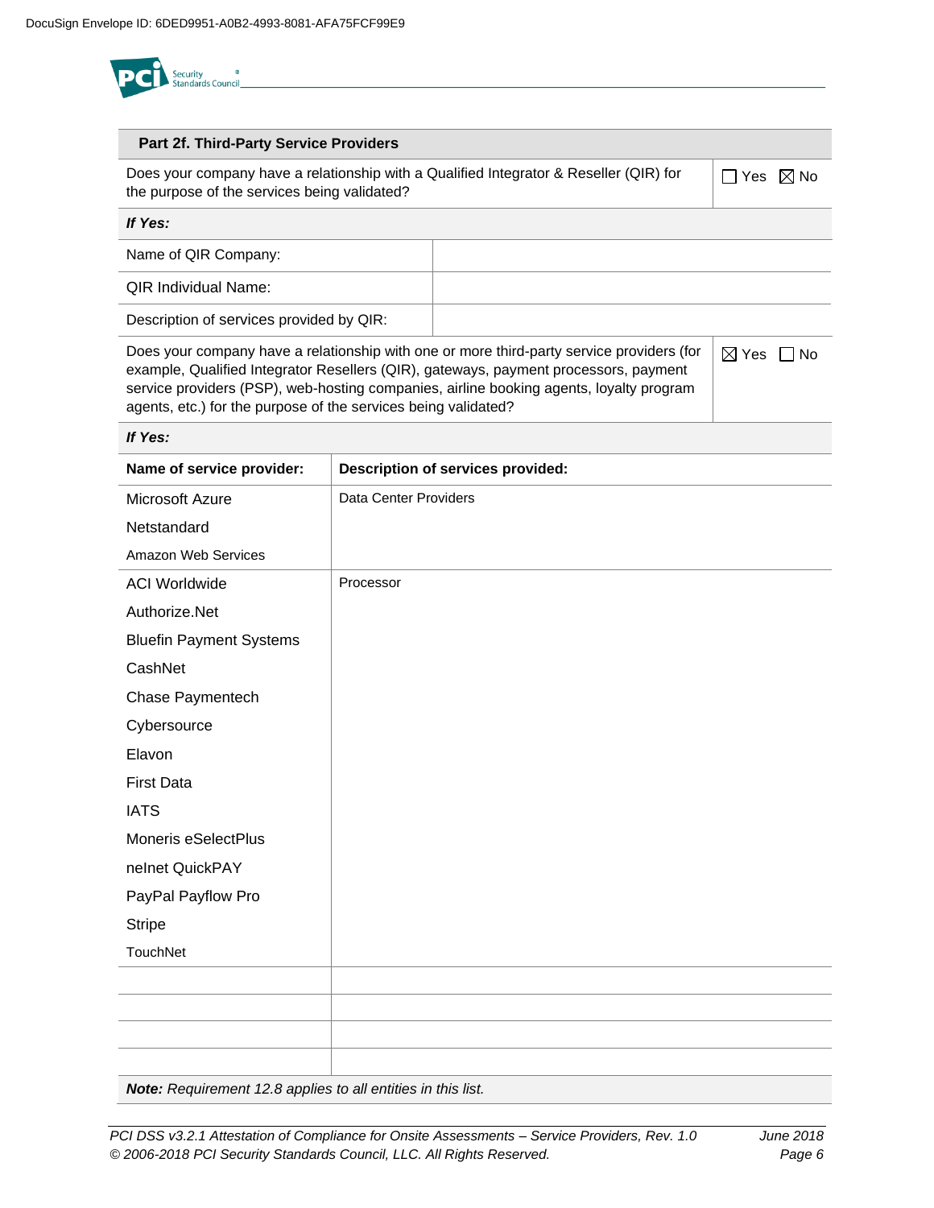DocuSign Envelope ID: 6DED9951-A0B2-4993-8081-AFA75FCF99E9

## Part 2f. Third-Party Service Providers

| Does your company have a relationship with a Qualified Integrator & Reseller (QIR) for the purpose of the services being validated? | ☐ Yes ☒ No |
|---|---|

*If Yes:*

| Name of QIR Company: | |
|---|---|
| QIR Individual Name: | |
| Description of services provided by QIR: | |

| Does your company have a relationship with one or more third-party service providers (for example, Qualified Integrator Resellers (QIR), gateways, payment processors, payment service providers (PSP), web-hosting companies, airline booking agents, loyalty program agents, etc.) for the purpose of the services being validated? | ☒ Yes ☐ No |
|---|---|

*If Yes:*

| Name of service provider: | Description of services provided: |
|---|---|
| Microsoft Azure<br>Netstandard<br>Amazon Web Services | Data Center Providers |
| ACI Worldwide<br>Authorize.Net<br>Bluefin Payment Systems<br>CashNet<br>Chase Paymentech<br>Cybersource<br>Elavon<br>First Data<br>IATS<br>Moneris eSelectPlus<br>nelnet QuickPAY<br>PayPal Payflow Pro<br>Stripe<br>TouchNet | Processor |
| | |
| | |
| | |
| | |

***Note:** Requirement 12.8 applies to all entities in this list.*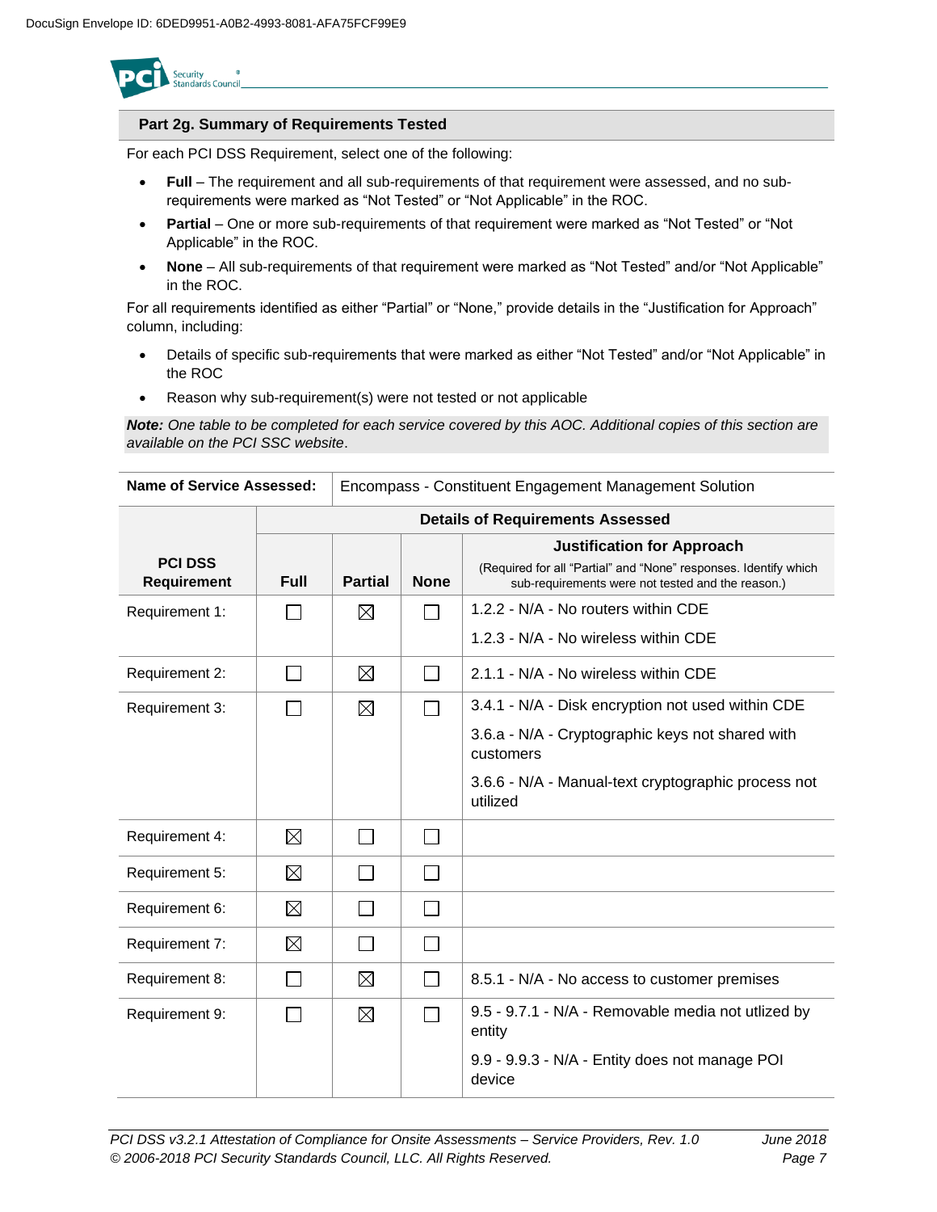## Part 2g. Summary of Requirements Tested

For each PCI DSS Requirement, select one of the following:

- **Full** – The requirement and all sub-requirements of that requirement were assessed, and no sub-requirements were marked as "Not Tested" or "Not Applicable" in the ROC.
- **Partial** – One or more sub-requirements of that requirement were marked as "Not Tested" or "Not Applicable" in the ROC.
- **None** – All sub-requirements of that requirement were marked as "Not Tested" and/or "Not Applicable" in the ROC.

For all requirements identified as either "Partial" or "None," provide details in the "Justification for Approach" column, including:

- Details of specific sub-requirements that were marked as either "Not Tested" and/or "Not Applicable" in the ROC
- Reason why sub-requirement(s) were not tested or not applicable

***Note:*** *One table to be completed for each service covered by this AOC. Additional copies of this section are available on the PCI SSC website*.

| **Name of Service Assessed:** | Encompass - Constituent Engagement Management Solution | | | |
|---|---|---|---|---|
| | **Details of Requirements Assessed** | | | |
| **PCI DSS Requirement** | **Full** | **Partial** | **None** | **Justification for Approach** (Required for all "Partial" and "None" responses. Identify which sub-requirements were not tested and the reason.) |
| Requirement 1: | ☐ | ☒ | ☐ | 1.2.2 - N/A - No routers within CDE<br>1.2.3 - N/A - No wireless within CDE |
| Requirement 2: | ☐ | ☒ | ☐ | 2.1.1 - N/A - No wireless within CDE |
| Requirement 3: | ☐ | ☒ | ☐ | 3.4.1 - N/A - Disk encryption not used within CDE<br>3.6.a - N/A - Cryptographic keys not shared with customers<br>3.6.6 - N/A - Manual-text cryptographic process not utilized |
| Requirement 4: | ☒ | ☐ | ☐ | |
| Requirement 5: | ☒ | ☐ | ☐ | |
| Requirement 6: | ☒ | ☐ | ☐ | |
| Requirement 7: | ☒ | ☐ | ☐ | |
| Requirement 8: | ☐ | ☒ | ☐ | 8.5.1 - N/A - No access to customer premises |
| Requirement 9: | ☐ | ☒ | ☐ | 9.5 - 9.7.1 - N/A - Removable media not utlized by entity<br>9.9 - 9.9.3 - N/A - Entity does not manage POI device |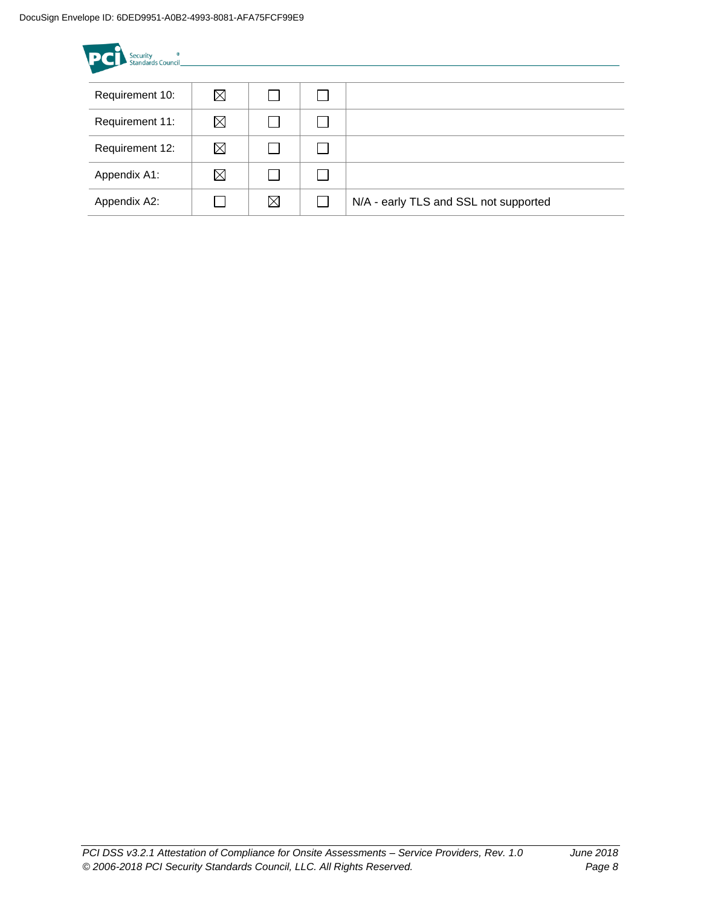| | | | | |
|---|---|---|---|---|
| Requirement 10: | ☒ | ☐ | ☐ | |
| Requirement 11: | ☒ | ☐ | ☐ | |
| Requirement 12: | ☒ | ☐ | ☐ | |
| Appendix A1: | ☒ | ☐ | ☐ | |
| Appendix A2: | ☐ | ☒ | ☐ | N/A - early TLS and SSL not supported |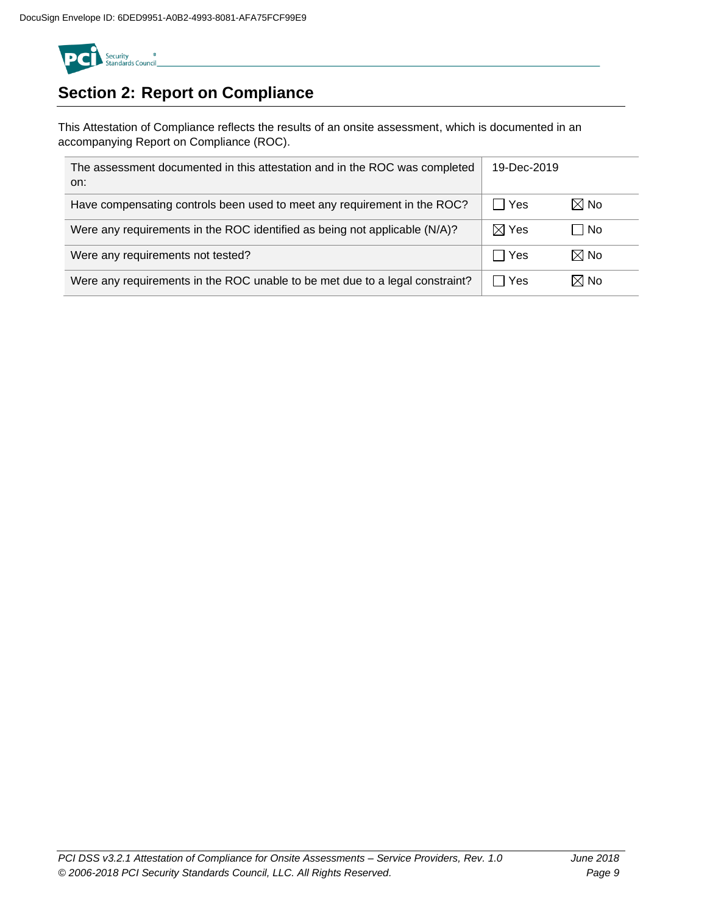## Section 2: Report on Compliance

This Attestation of Compliance reflects the results of an onsite assessment, which is documented in an accompanying Report on Compliance (ROC).

| | | |
|---|---|---|
| The assessment documented in this attestation and in the ROC was completed on: | 19-Dec-2019 | |
| Have compensating controls been used to meet any requirement in the ROC? | ☐ Yes | ☒ No |
| Were any requirements in the ROC identified as being not applicable (N/A)? | ☒ Yes | ☐ No |
| Were any requirements not tested? | ☐ Yes | ☒ No |
| Were any requirements in the ROC unable to be met due to a legal constraint? | ☐ Yes | ☒ No |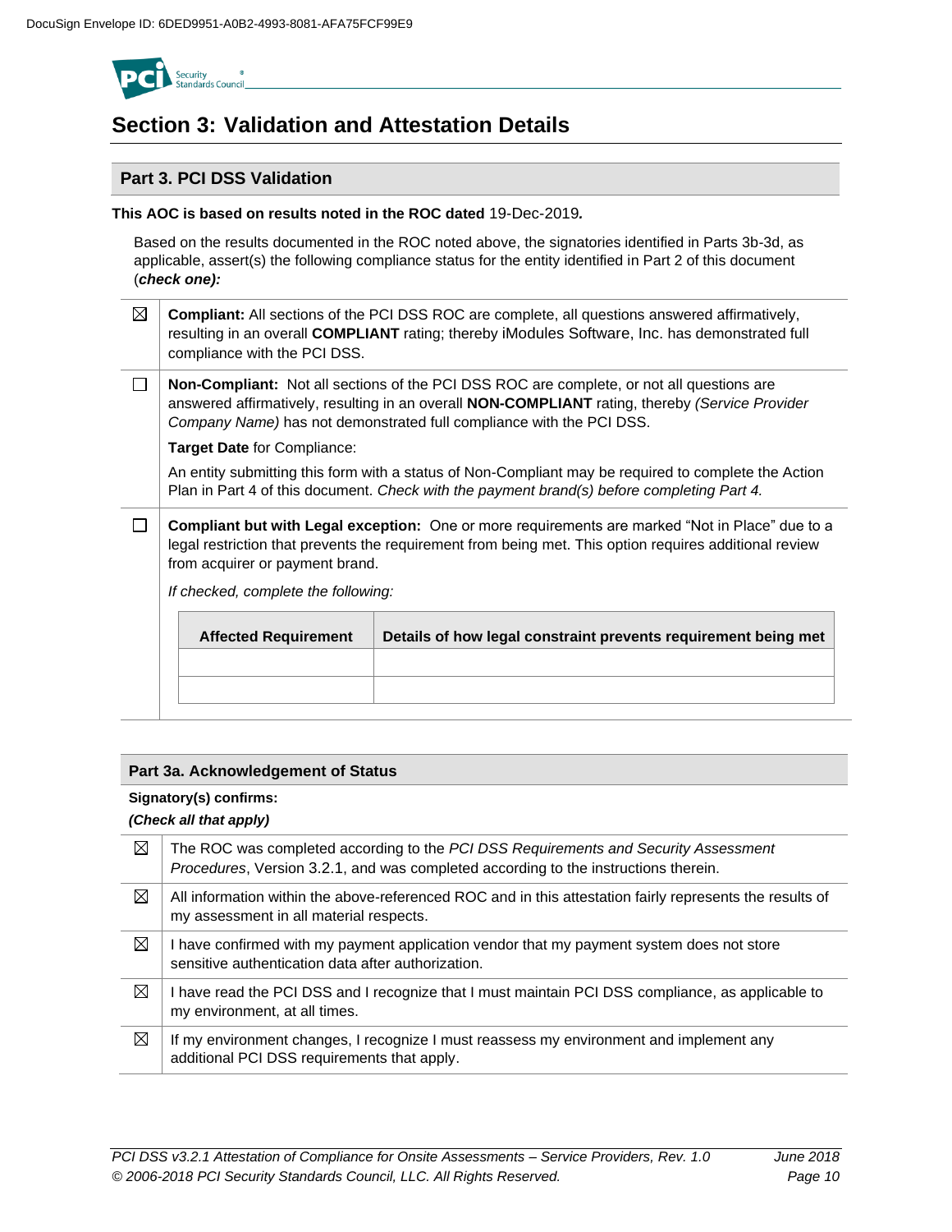DocuSign Envelope ID: 6DED9951-A0B2-4993-8081-AFA75FCF99E9

# Section 3: Validation and Attestation Details

## Part 3. PCI DSS Validation

**This AOC is based on results noted in the ROC dated** 19-Dec-2019*.*

Based on the results documented in the ROC noted above, the signatories identified in Parts 3b-3d, as applicable, assert(s) the following compliance status for the entity identified in Part 2 of this document (***check one):***

| | |
|---|---|
| ☒ | **Compliant:** All sections of the PCI DSS ROC are complete, all questions answered affirmatively, resulting in an overall **COMPLIANT** rating; thereby iModules Software, Inc. has demonstrated full compliance with the PCI DSS. |
| ☐ | **Non-Compliant:** Not all sections of the PCI DSS ROC are complete, or not all questions are answered affirmatively, resulting in an overall **NON-COMPLIANT** rating, thereby *(Service Provider Company Name)* has not demonstrated full compliance with the PCI DSS.<br><br>**Target Date** for Compliance:<br><br>An entity submitting this form with a status of Non-Compliant may be required to complete the Action Plan in Part 4 of this document. *Check with the payment brand(s) before completing Part 4.* |
| ☐ | **Compliant but with Legal exception:** One or more requirements are marked "Not in Place" due to a legal restriction that prevents the requirement from being met. This option requires additional review from acquirer or payment brand.<br><br>*If checked, complete the following:* |

| Affected Requirement | Details of how legal constraint prevents requirement being met |
|---|---|
| | |
| | |

## Part 3a. Acknowledgement of Status

**Signatory(s) confirms:**

***(Check all that apply)***

| | |
|---|---|
| ☒ | The ROC was completed according to the *PCI DSS Requirements and Security Assessment Procedures*, Version 3.2.1, and was completed according to the instructions therein. |
| ☒ | All information within the above-referenced ROC and in this attestation fairly represents the results of my assessment in all material respects. |
| ☒ | I have confirmed with my payment application vendor that my payment system does not store sensitive authentication data after authorization. |
| ☒ | I have read the PCI DSS and I recognize that I must maintain PCI DSS compliance, as applicable to my environment, at all times. |
| ☒ | If my environment changes, I recognize I must reassess my environment and implement any additional PCI DSS requirements that apply. |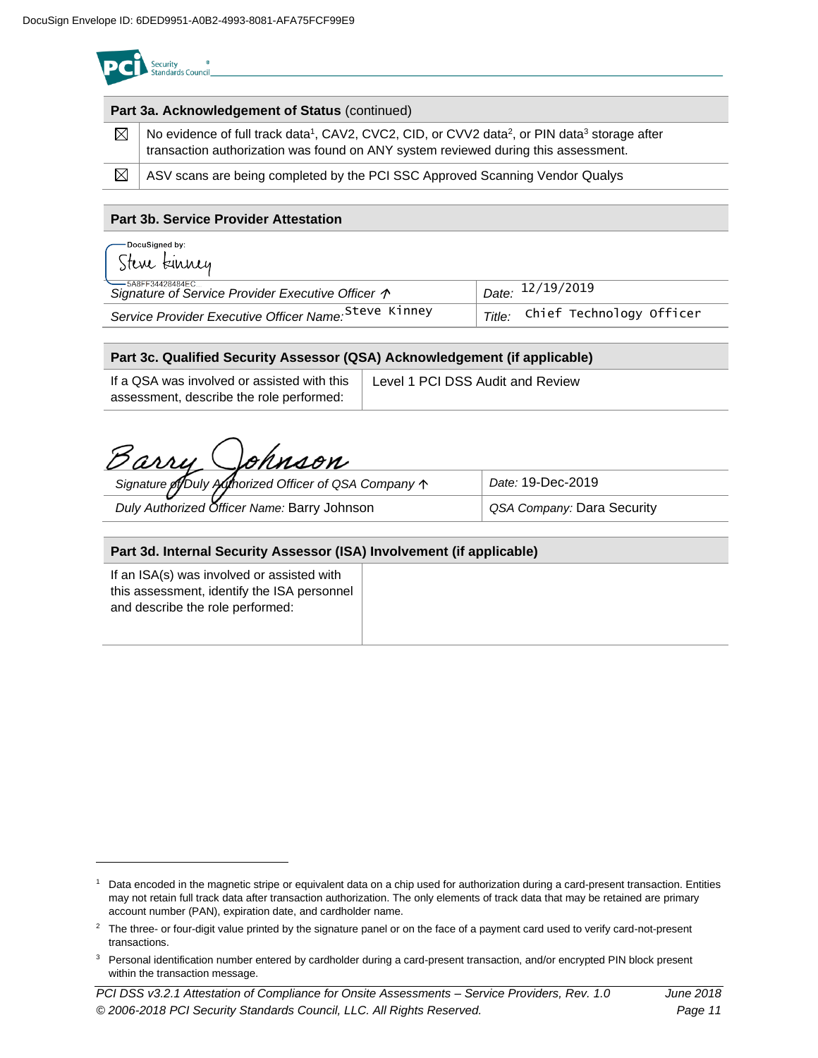DocuSign Envelope ID: 6DED9951-A0B2-4993-8081-AFA75FCF99E9

| Part 3a. Acknowledgement of Status (continued) | |
|---|---|
| ☒ | No evidence of full track data[1], CAV2, CVC2, CID, or CVV2 data[2], or PIN data[3] storage after transaction authorization was found on ANY system reviewed during this assessment. |
| ☒ | ASV scans are being completed by the PCI SSC Approved Scanning Vendor Qualys |

**Part 3b. Service Provider Attestation**

DocuSigned by: Steve Kinney

5A8FF34428484EC

| *Signature of Service Provider Executive Officer ↑* | *Date:* 12/19/2019 |
|---|---|
| *Service Provider Executive Officer Name:* Steve Kinney | *Title:* Chief Technology Officer |

**Part 3c. Qualified Security Assessor (QSA) Acknowledgement (if applicable)**

| If a QSA was involved or assisted with this assessment, describe the role performed: | Level 1 PCI DSS Audit and Review |
|---|---|

Barry Johnson

| *Signature of Duly Authorized Officer of QSA Company ↑* | *Date:* 19-Dec-2019 |
|---|---|
| *Duly Authorized Officer Name:* Barry Johnson | *QSA Company:* Dara Security |

**Part 3d. Internal Security Assessor (ISA) Involvement (if applicable)**

| If an ISA(s) was involved or assisted with this assessment, identify the ISA personnel and describe the role performed: | |
|---|---|

---

[1] Data encoded in the magnetic stripe or equivalent data on a chip used for authorization during a card-present transaction. Entities may not retain full track data after transaction authorization. The only elements of track data that may be retained are primary account number (PAN), expiration date, and cardholder name.

[2] The three- or four-digit value printed by the signature panel or on the face of a payment card used to verify card-not-present transactions.

[3] Personal identification number entered by cardholder during a card-present transaction, and/or encrypted PIN block present within the transaction message.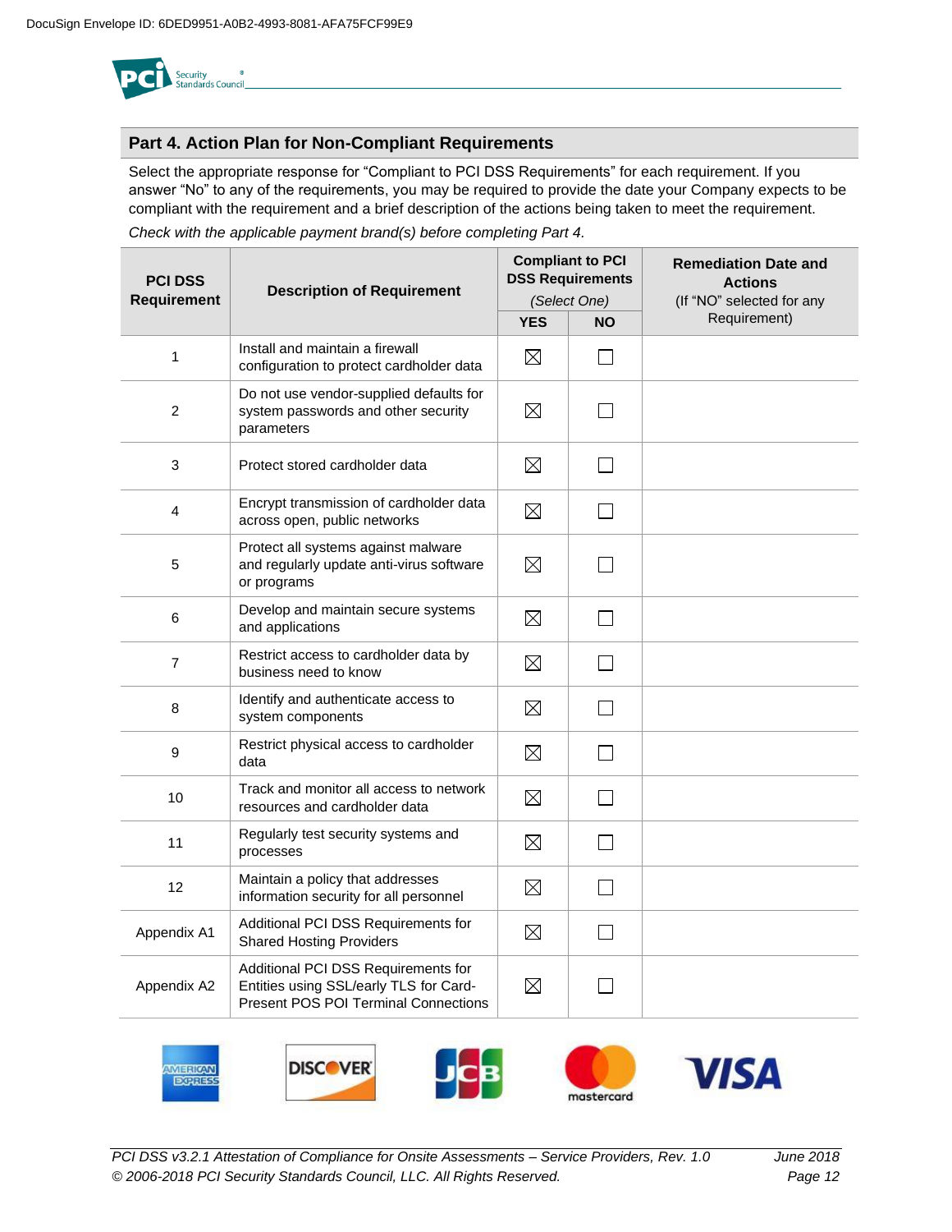## Part 4. Action Plan for Non-Compliant Requirements

Select the appropriate response for "Compliant to PCI DSS Requirements" for each requirement. If you answer "No" to any of the requirements, you may be required to provide the date your Company expects to be compliant with the requirement and a brief description of the actions being taken to meet the requirement.

*Check with the applicable payment brand(s) before completing Part 4.*

| PCI DSS Requirement | Description of Requirement | Compliant to PCI DSS Requirements (Select One) | | Remediation Date and Actions (If "NO" selected for any Requirement) |
|---|---|---|---|---|
| | | YES | NO | |
| 1 | Install and maintain a firewall configuration to protect cardholder data | ☒ | ☐ | |
| 2 | Do not use vendor-supplied defaults for system passwords and other security parameters | ☒ | ☐ | |
| 3 | Protect stored cardholder data | ☒ | ☐ | |
| 4 | Encrypt transmission of cardholder data across open, public networks | ☒ | ☐ | |
| 5 | Protect all systems against malware and regularly update anti-virus software or programs | ☒ | ☐ | |
| 6 | Develop and maintain secure systems and applications | ☒ | ☐ | |
| 7 | Restrict access to cardholder data by business need to know | ☒ | ☐ | |
| 8 | Identify and authenticate access to system components | ☒ | ☐ | |
| 9 | Restrict physical access to cardholder data | ☒ | ☐ | |
| 10 | Track and monitor all access to network resources and cardholder data | ☒ | ☐ | |
| 11 | Regularly test security systems and processes | ☒ | ☐ | |
| 12 | Maintain a policy that addresses information security for all personnel | ☒ | ☐ | |
| Appendix A1 | Additional PCI DSS Requirements for Shared Hosting Providers | ☒ | ☐ | |
| Appendix A2 | Additional PCI DSS Requirements for Entities using SSL/early TLS for Card-Present POS POI Terminal Connections | ☒ | ☐ | |